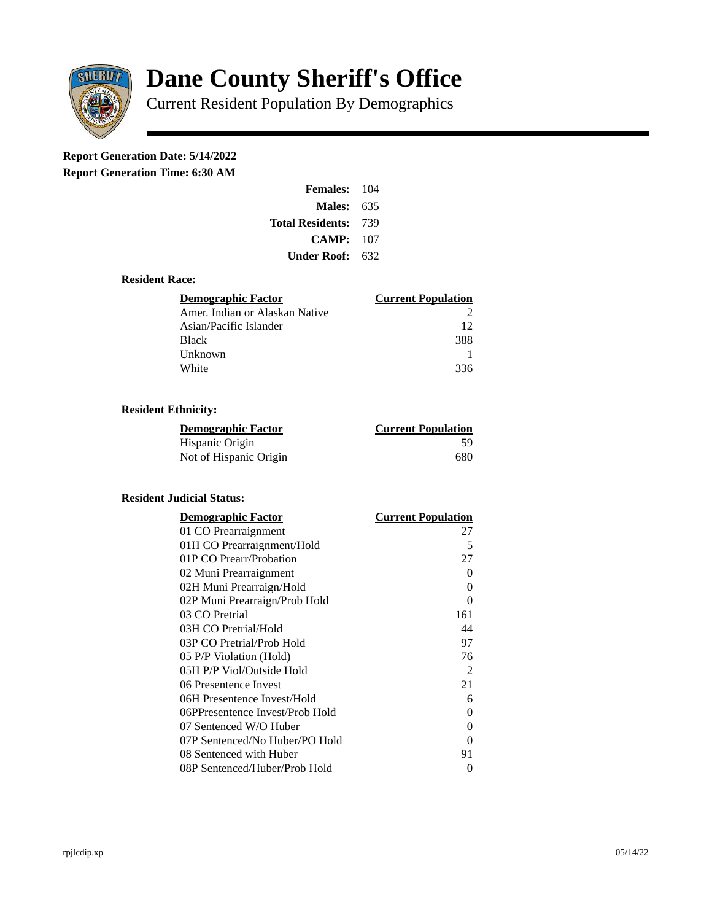# Dane County Sheriff's Office

Current Resident Population By Demographics

**Report Generation Date: 5/14/2022**

**Report Generation Time: 6:30 AM**

| | |
|---|---|
| **Females:** | 104 |
| **Males:** | 635 |
| **Total Residents:** | 739 |
| **CAMP:** | 107 |
| **Under Roof:** | 632 |

### Resident Race:

| Demographic Factor | Current Population |
|---|---|
| Amer. Indian or Alaskan Native | 2 |
| Asian/Pacific Islander | 12 |
| Black | 388 |
| Unknown | 1 |
| White | 336 |

### Resident Ethnicity:

| Demographic Factor | Current Population |
|---|---|
| Hispanic Origin | 59 |
| Not of Hispanic Origin | 680 |

### Resident Judicial Status:

| Demographic Factor | Current Population |
|---|---|
| 01 CO Prearraignment | 27 |
| 01H CO Prearraignment/Hold | 5 |
| 01P CO Prearr/Probation | 27 |
| 02 Muni Prearraignment | 0 |
| 02H Muni Prearraign/Hold | 0 |
| 02P Muni Prearraign/Prob Hold | 0 |
| 03 CO Pretrial | 161 |
| 03H CO Pretrial/Hold | 44 |
| 03P CO Pretrial/Prob Hold | 97 |
| 05 P/P Violation (Hold) | 76 |
| 05H P/P Viol/Outside Hold | 2 |
| 06 Presentence Invest | 21 |
| 06H Presentence Invest/Hold | 6 |
| 06PPresentence Invest/Prob Hold | 0 |
| 07 Sentenced W/O Huber | 0 |
| 07P Sentenced/No Huber/PO Hold | 0 |
| 08 Sentenced with Huber | 91 |
| 08P Sentenced/Huber/Prob Hold | 0 |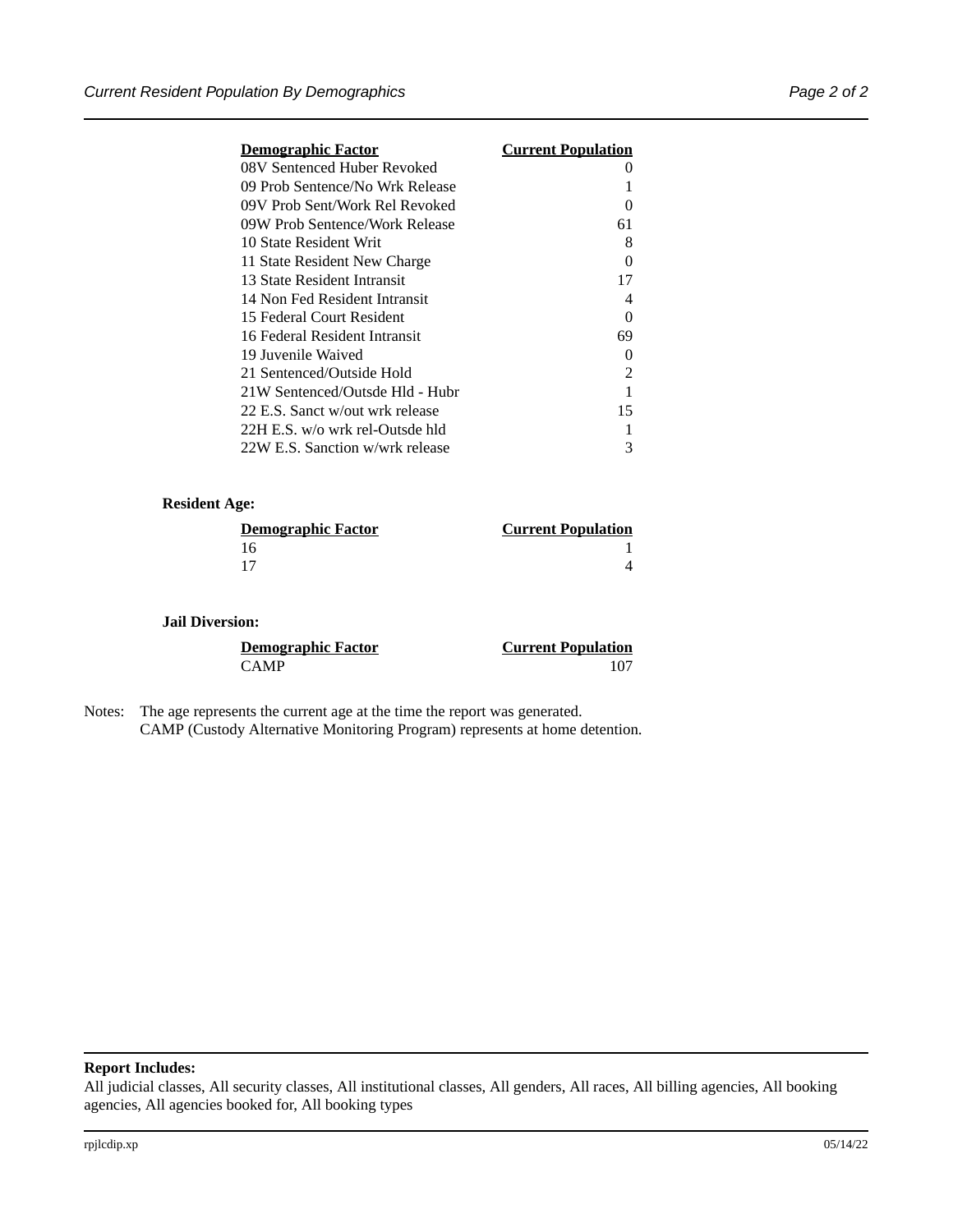| Demographic Factor | Current Population |
|---|---|
| 08V Sentenced Huber Revoked | 0 |
| 09 Prob Sentence/No Wrk Release | 1 |
| 09V Prob Sent/Work Rel Revoked | 0 |
| 09W Prob Sentence/Work Release | 61 |
| 10 State Resident Writ | 8 |
| 11 State Resident New Charge | 0 |
| 13 State Resident Intransit | 17 |
| 14 Non Fed Resident Intransit | 4 |
| 15 Federal Court Resident | 0 |
| 16 Federal Resident Intransit | 69 |
| 19 Juvenile Waived | 0 |
| 21 Sentenced/Outside Hold | 2 |
| 21W Sentenced/Outsde Hld - Hubr | 1 |
| 22 E.S. Sanct w/out wrk release | 15 |
| 22H E.S. w/o wrk rel-Outsde hld | 1 |
| 22W E.S. Sanction w/wrk release | 3 |

**Resident Age:**

| Demographic Factor | Current Population |
|---|---|
| 16 | 1 |
| 17 | 4 |

**Jail Diversion:**

| Demographic Factor | Current Population |
|---|---|
| CAMP | 107 |

Notes: The age represents the current age at the time the report was generated.
CAMP (Custody Alternative Monitoring Program) represents at home detention.

**Report Includes:**

All judicial classes, All security classes, All institutional classes, All genders, All races, All billing agencies, All booking agencies, All agencies booked for, All booking types

rpjlcdip.xp 05/14/22